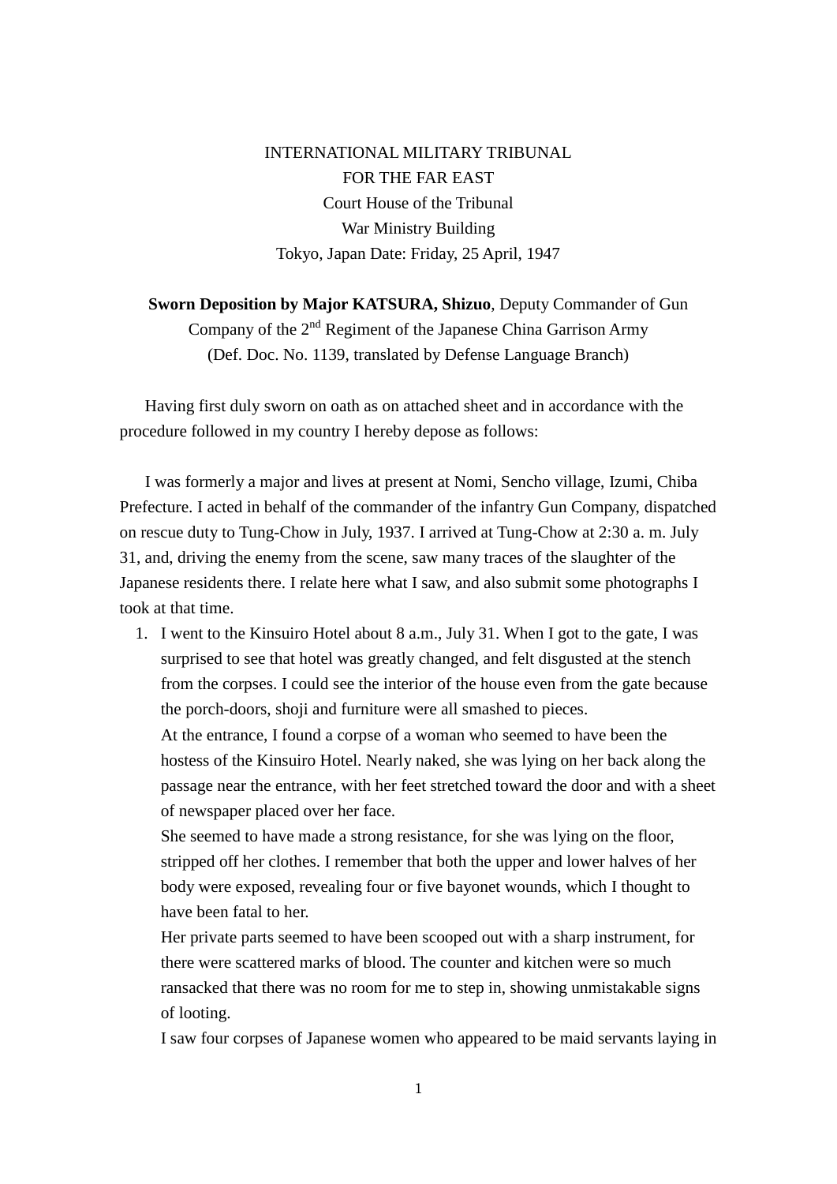INTERNATIONAL MILITARY TRIBUNAL
FOR THE FAR EAST
Court House of the Tribunal
War Ministry Building
Tokyo, Japan Date: Friday, 25 April, 1947

**Sworn Deposition by Major KATSURA, Shizuo**, Deputy Commander of Gun Company of the 2nd Regiment of the Japanese China Garrison Army
(Def. Doc. No. 1139, translated by Defense Language Branch)

Having first duly sworn on oath as on attached sheet and in accordance with the procedure followed in my country I hereby depose as follows:

I was formerly a major and lives at present at Nomi, Sencho village, Izumi, Chiba Prefecture. I acted in behalf of the commander of the infantry Gun Company, dispatched on rescue duty to Tung-Chow in July, 1937. I arrived at Tung-Chow at 2:30 a. m. July 31, and, driving the enemy from the scene, saw many traces of the slaughter of the Japanese residents there. I relate here what I saw, and also submit some photographs I took at that time.

1. I went to the Kinsuiro Hotel about 8 a.m., July 31. When I got to the gate, I was surprised to see that hotel was greatly changed, and felt disgusted at the stench from the corpses. I could see the interior of the house even from the gate because the porch-doors, shoji and furniture were all smashed to pieces.
   At the entrance, I found a corpse of a woman who seemed to have been the hostess of the Kinsuiro Hotel. Nearly naked, she was lying on her back along the passage near the entrance, with her feet stretched toward the door and with a sheet of newspaper placed over her face.
   She seemed to have made a strong resistance, for she was lying on the floor, stripped off her clothes. I remember that both the upper and lower halves of her body were exposed, revealing four or five bayonet wounds, which I thought to have been fatal to her.
   Her private parts seemed to have been scooped out with a sharp instrument, for there were scattered marks of blood. The counter and kitchen were so much ransacked that there was no room for me to step in, showing unmistakable signs of looting.
   I saw four corpses of Japanese women who appeared to be maid servants laying in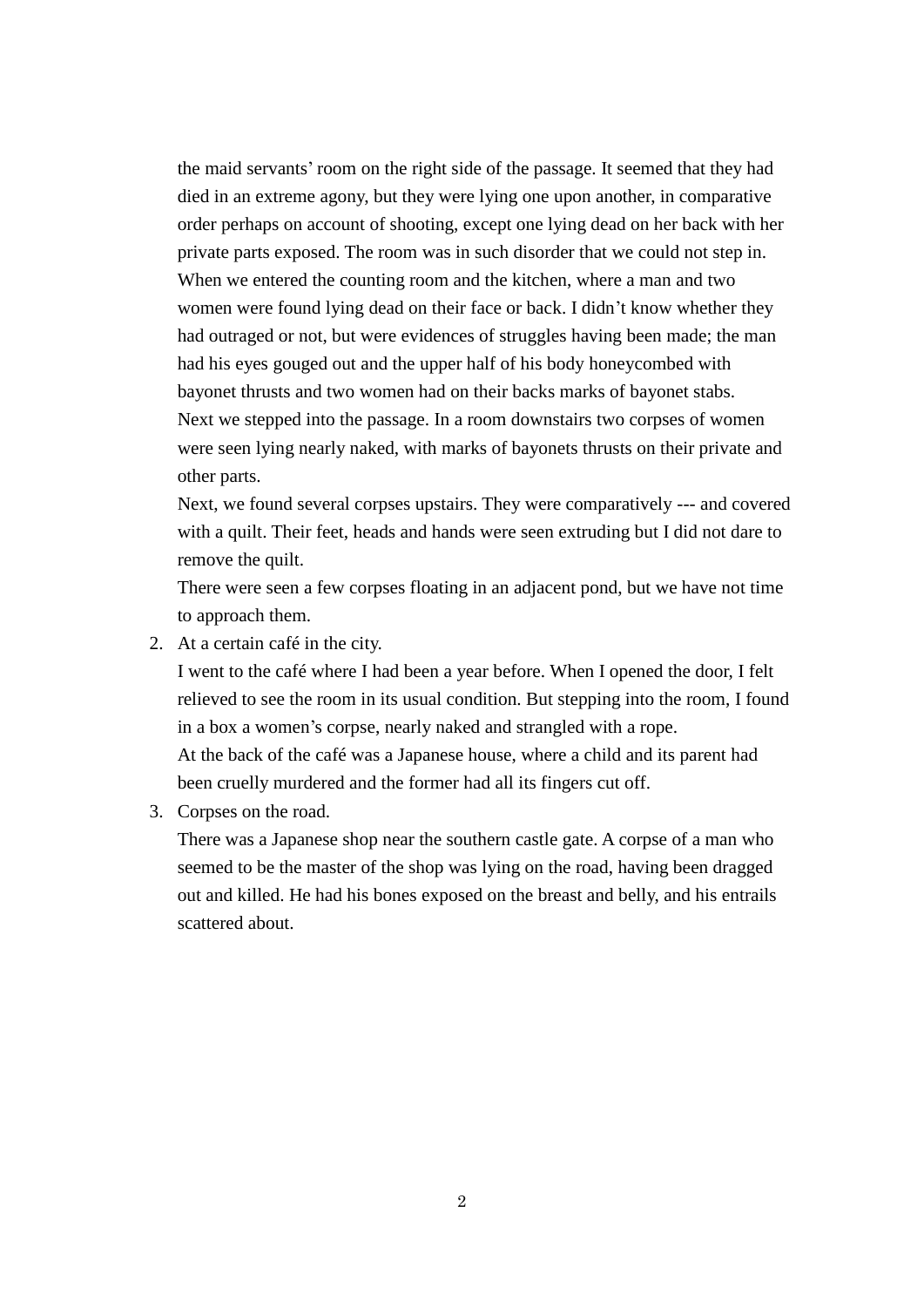the maid servants' room on the right side of the passage. It seemed that they had died in an extreme agony, but they were lying one upon another, in comparative order perhaps on account of shooting, except one lying dead on her back with her private parts exposed. The room was in such disorder that we could not step in.
When we entered the counting room and the kitchen, where a man and two women were found lying dead on their face or back. I didn't know whether they had outraged or not, but were evidences of struggles having been made; the man had his eyes gouged out and the upper half of his body honeycombed with bayonet thrusts and two women had on their backs marks of bayonet stabs.
Next we stepped into the passage. In a room downstairs two corpses of women were seen lying nearly naked, with marks of bayonets thrusts on their private and other parts.
Next, we found several corpses upstairs. They were comparatively --- and covered with a quilt. Their feet, heads and hands were seen extruding but I did not dare to remove the quilt.
There were seen a few corpses floating in an adjacent pond, but we have not time to approach them.

2. At a certain café in the city.
   I went to the café where I had been a year before. When I opened the door, I felt relieved to see the room in its usual condition. But stepping into the room, I found in a box a women's corpse, nearly naked and strangled with a rope.
   At the back of the café was a Japanese house, where a child and its parent had been cruelly murdered and the former had all its fingers cut off.
3. Corpses on the road.
   There was a Japanese shop near the southern castle gate. A corpse of a man who seemed to be the master of the shop was lying on the road, having been dragged out and killed. He had his bones exposed on the breast and belly, and his entrails scattered about.